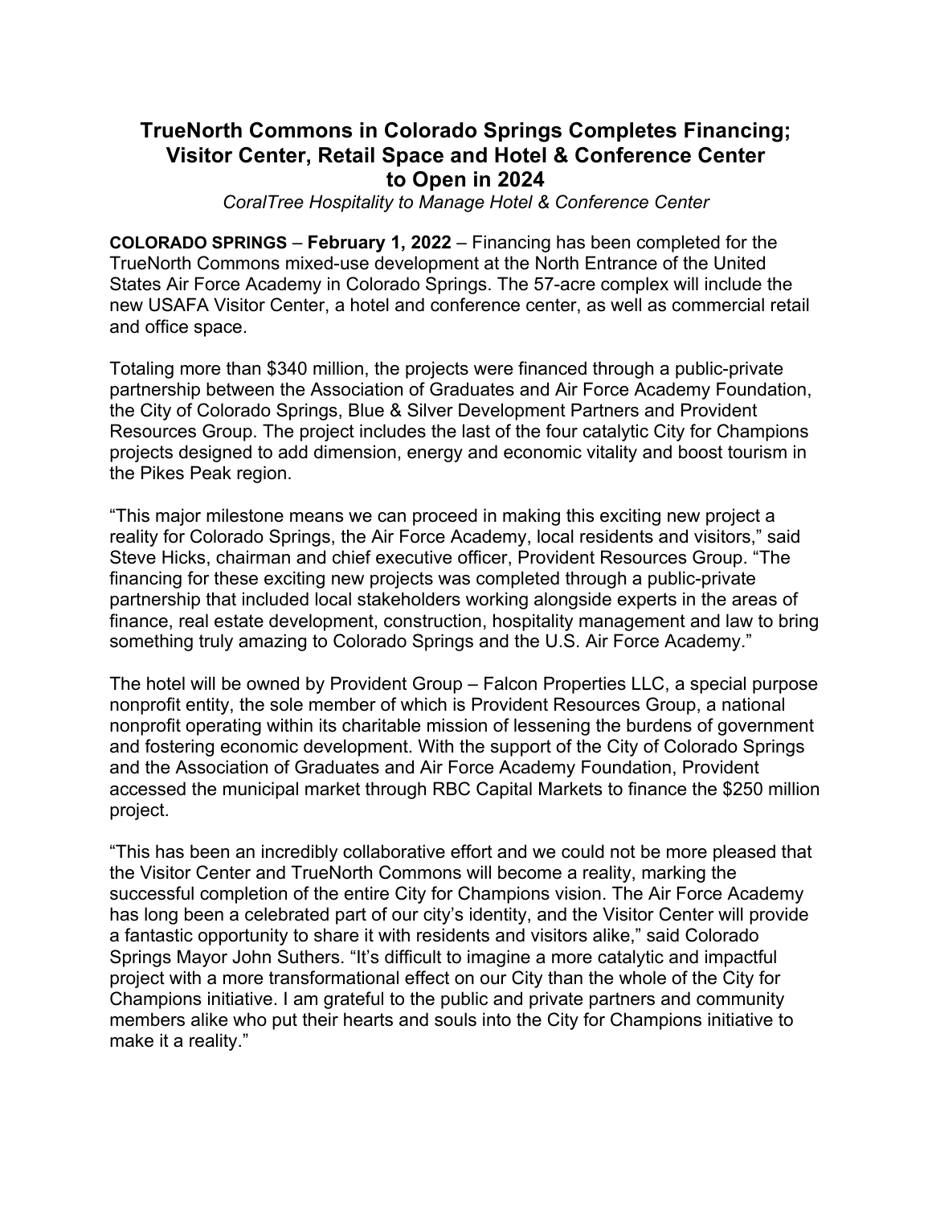# TrueNorth Commons in Colorado Springs Completes Financing; Visitor Center, Retail Space and Hotel & Conference Center to Open in 2024

*CoralTree Hospitality to Manage Hotel & Conference Center*

**COLORADO SPRINGS** – **February 1, 2022** – Financing has been completed for the TrueNorth Commons mixed-use development at the North Entrance of the United States Air Force Academy in Colorado Springs. The 57-acre complex will include the new USAFA Visitor Center, a hotel and conference center, as well as commercial retail and office space.

Totaling more than $340 million, the projects were financed through a public-private partnership between the Association of Graduates and Air Force Academy Foundation, the City of Colorado Springs, Blue & Silver Development Partners and Provident Resources Group. The project includes the last of the four catalytic City for Champions projects designed to add dimension, energy and economic vitality and boost tourism in the Pikes Peak region.

"This major milestone means we can proceed in making this exciting new project a reality for Colorado Springs, the Air Force Academy, local residents and visitors," said Steve Hicks, chairman and chief executive officer, Provident Resources Group. "The financing for these exciting new projects was completed through a public-private partnership that included local stakeholders working alongside experts in the areas of finance, real estate development, construction, hospitality management and law to bring something truly amazing to Colorado Springs and the U.S. Air Force Academy."

The hotel will be owned by Provident Group – Falcon Properties LLC, a special purpose nonprofit entity, the sole member of which is Provident Resources Group, a national nonprofit operating within its charitable mission of lessening the burdens of government and fostering economic development. With the support of the City of Colorado Springs and the Association of Graduates and Air Force Academy Foundation, Provident accessed the municipal market through RBC Capital Markets to finance the $250 million project.

"This has been an incredibly collaborative effort and we could not be more pleased that the Visitor Center and TrueNorth Commons will become a reality, marking the successful completion of the entire City for Champions vision. The Air Force Academy has long been a celebrated part of our city's identity, and the Visitor Center will provide a fantastic opportunity to share it with residents and visitors alike," said Colorado Springs Mayor John Suthers. "It's difficult to imagine a more catalytic and impactful project with a more transformational effect on our City than the whole of the City for Champions initiative. I am grateful to the public and private partners and community members alike who put their hearts and souls into the City for Champions initiative to make it a reality."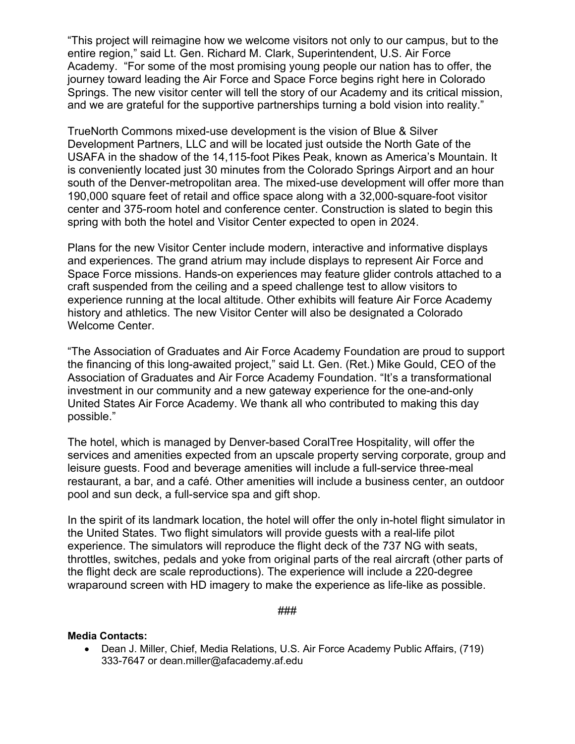"This project will reimagine how we welcome visitors not only to our campus, but to the entire region," said Lt. Gen. Richard M. Clark, Superintendent, U.S. Air Force Academy. "For some of the most promising young people our nation has to offer, the journey toward leading the Air Force and Space Force begins right here in Colorado Springs. The new visitor center will tell the story of our Academy and its critical mission, and we are grateful for the supportive partnerships turning a bold vision into reality."

TrueNorth Commons mixed-use development is the vision of Blue & Silver Development Partners, LLC and will be located just outside the North Gate of the USAFA in the shadow of the 14,115-foot Pikes Peak, known as America's Mountain. It is conveniently located just 30 minutes from the Colorado Springs Airport and an hour south of the Denver-metropolitan area. The mixed-use development will offer more than 190,000 square feet of retail and office space along with a 32,000-square-foot visitor center and 375-room hotel and conference center. Construction is slated to begin this spring with both the hotel and Visitor Center expected to open in 2024.

Plans for the new Visitor Center include modern, interactive and informative displays and experiences. The grand atrium may include displays to represent Air Force and Space Force missions. Hands-on experiences may feature glider controls attached to a craft suspended from the ceiling and a speed challenge test to allow visitors to experience running at the local altitude. Other exhibits will feature Air Force Academy history and athletics. The new Visitor Center will also be designated a Colorado Welcome Center.

"The Association of Graduates and Air Force Academy Foundation are proud to support the financing of this long-awaited project," said Lt. Gen. (Ret.) Mike Gould, CEO of the Association of Graduates and Air Force Academy Foundation. "It's a transformational investment in our community and a new gateway experience for the one-and-only United States Air Force Academy. We thank all who contributed to making this day possible."

The hotel, which is managed by Denver-based CoralTree Hospitality, will offer the services and amenities expected from an upscale property serving corporate, group and leisure guests. Food and beverage amenities will include a full-service three-meal restaurant, a bar, and a café. Other amenities will include a business center, an outdoor pool and sun deck, a full-service spa and gift shop.

In the spirit of its landmark location, the hotel will offer the only in-hotel flight simulator in the United States. Two flight simulators will provide guests with a real-life pilot experience. The simulators will reproduce the flight deck of the 737 NG with seats, throttles, switches, pedals and yoke from original parts of the real aircraft (other parts of the flight deck are scale reproductions). The experience will include a 220-degree wraparound screen with HD imagery to make the experience as life-like as possible.

###

**Media Contacts:**

- Dean J. Miller, Chief, Media Relations, U.S. Air Force Academy Public Affairs, (719) 333-7647 or dean.miller@afacademy.af.edu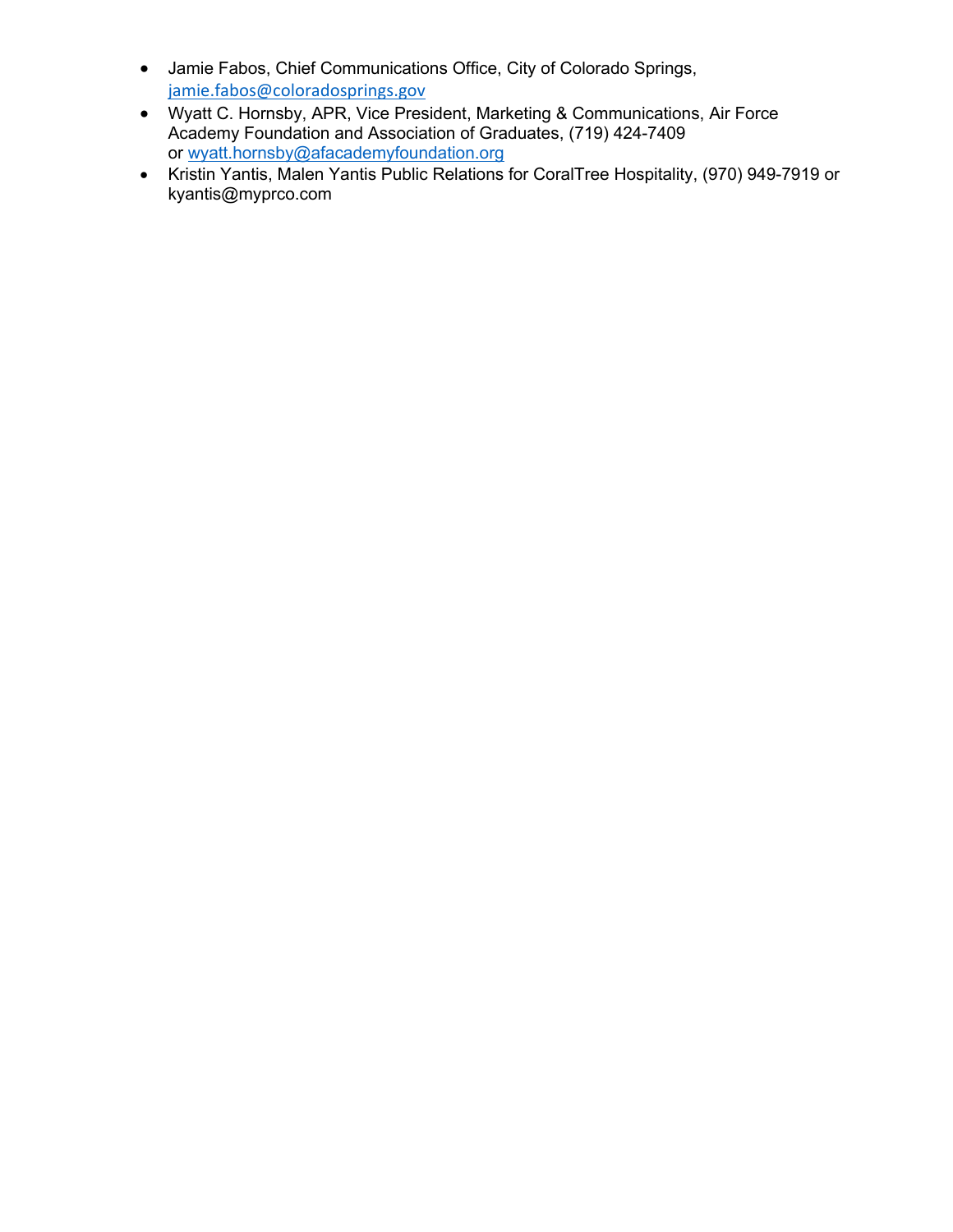- Jamie Fabos, Chief Communications Office, City of Colorado Springs, jamie.fabos@coloradosprings.gov
- Wyatt C. Hornsby, APR, Vice President, Marketing & Communications, Air Force Academy Foundation and Association of Graduates, (719) 424-7409 or wyatt.hornsby@afacademyfoundation.org
- Kristin Yantis, Malen Yantis Public Relations for CoralTree Hospitality, (970) 949-7919 or kyantis@myprco.com